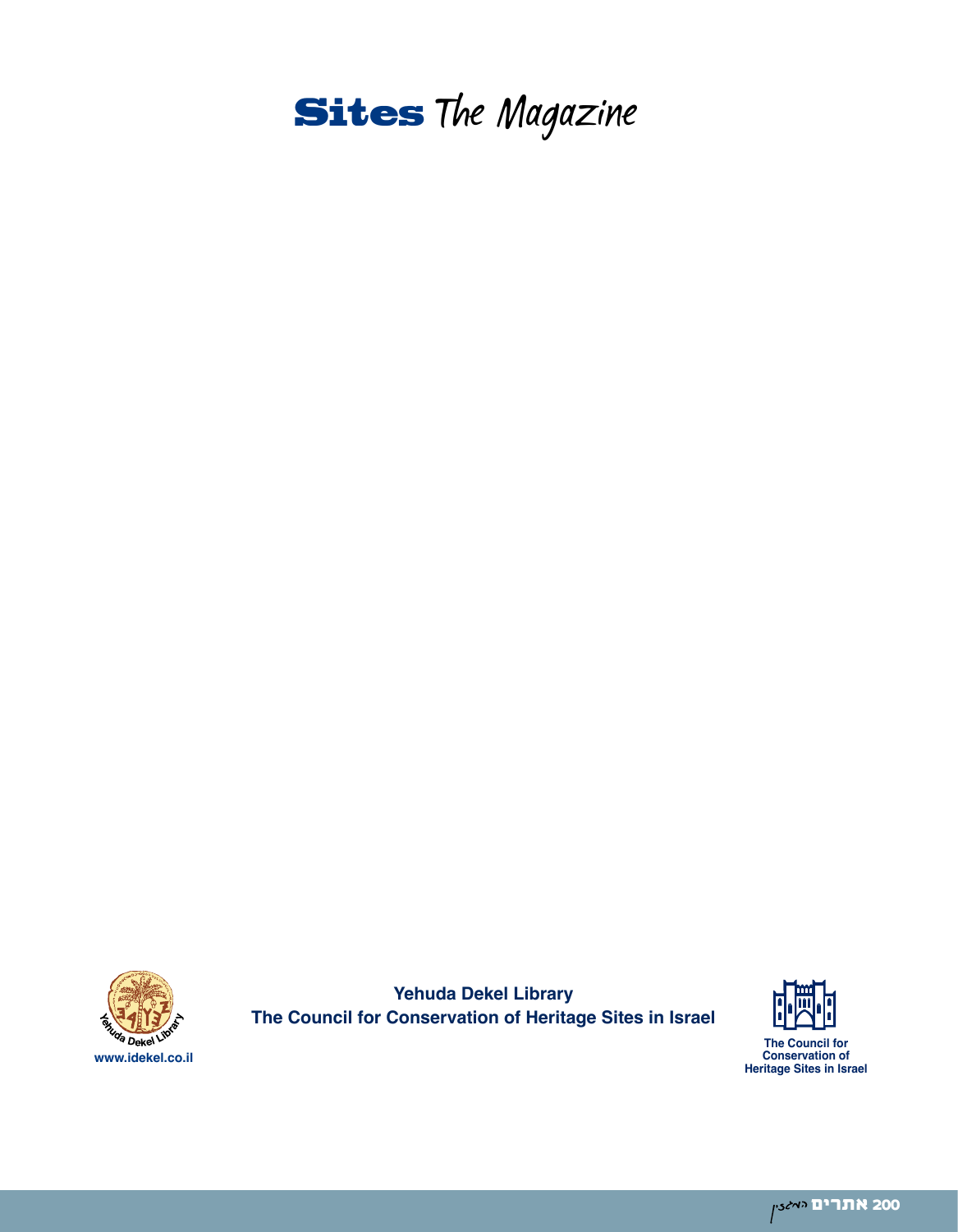# Sites The Magazine

Yehuda Dekel Library

www.idekel.co.il

**Yehuda Dekel Library**
**The Council for Conservation of Heritage Sites in Israel**

The Council for Conservation of Heritage Sites in Israel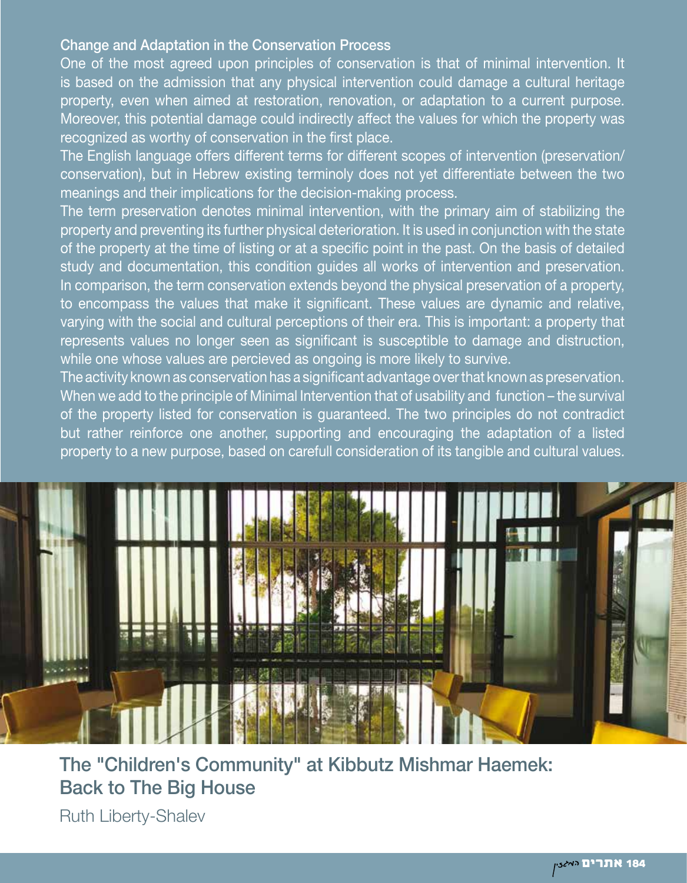### Change and Adaptation in the Conservation Process

One of the most agreed upon principles of conservation is that of minimal intervention. It is based on the admission that any physical intervention could damage a cultural heritage property, even when aimed at restoration, renovation, or adaptation to a current purpose. Moreover, this potential damage could indirectly affect the values for which the property was recognized as worthy of conservation in the first place.

The English language offers different terms for different scopes of intervention (preservation/ conservation), but in Hebrew existing terminoly does not yet differentiate between the two meanings and their implications for the decision-making process.

The term preservation denotes minimal intervention, with the primary aim of stabilizing the property and preventing its further physical deterioration. It is used in conjunction with the state of the property at the time of listing or at a specific point in the past. On the basis of detailed study and documentation, this condition guides all works of intervention and preservation. In comparison, the term conservation extends beyond the physical preservation of a property, to encompass the values that make it significant. These values are dynamic and relative, varying with the social and cultural perceptions of their era. This is important: a property that represents values no longer seen as significant is susceptible to damage and distruction, while one whose values are percieved as ongoing is more likely to survive.

The activity known as conservation has a significant advantage over that known as preservation. When we add to the principle of Minimal Intervention that of usability and function – the survival of the property listed for conservation is guaranteed. The two principles do not contradict but rather reinforce one another, supporting and encouraging the adaptation of a listed property to a new purpose, based on carefull consideration of its tangible and cultural values.

## The "Children's Community" at Kibbutz Mishmar Haemek: Back to The Big House

Ruth Liberty-Shalev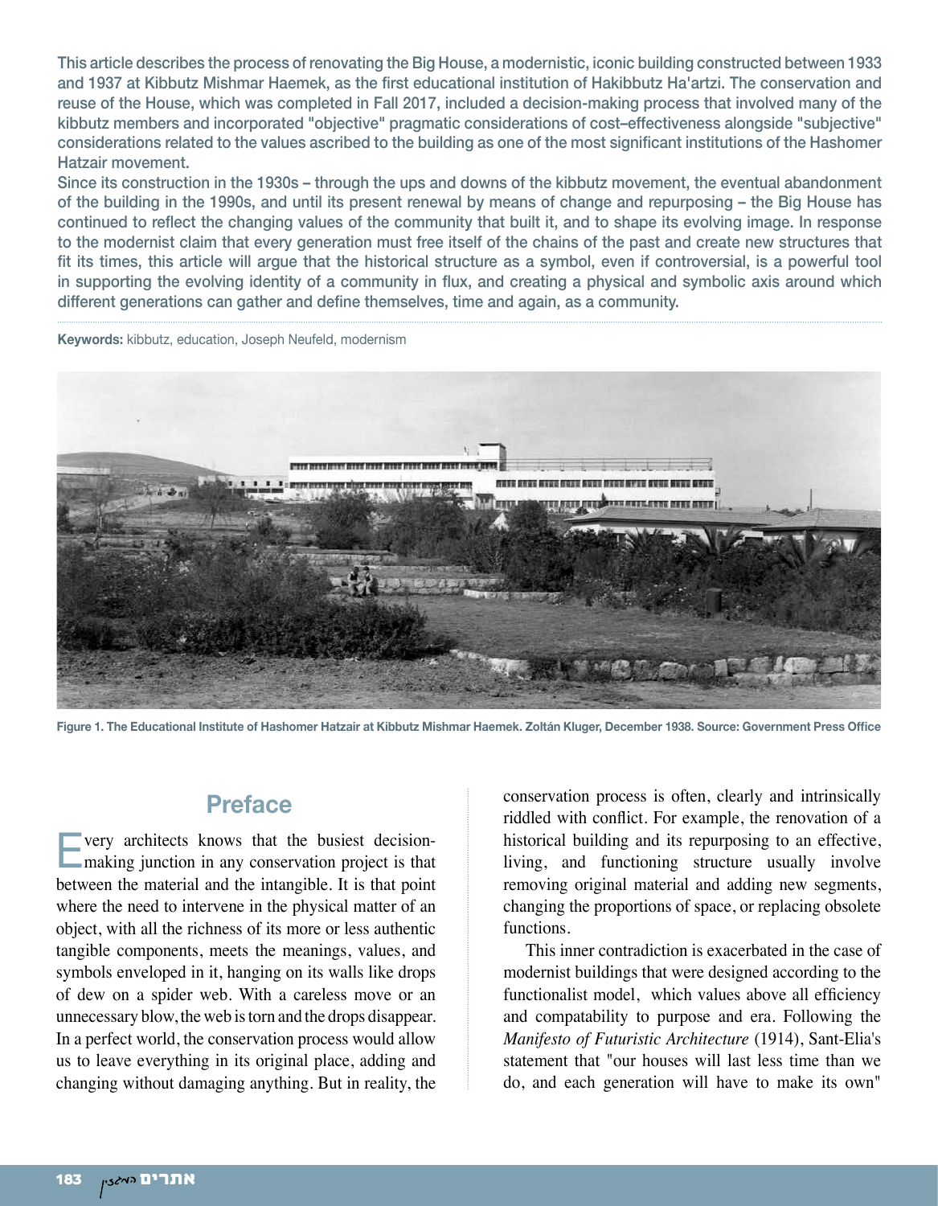This article describes the process of renovating the Big House, a modernistic, iconic building constructed between 1933 and 1937 at Kibbutz Mishmar Haemek, as the first educational institution of Hakibbutz Ha'artzi. The conservation and reuse of the House, which was completed in Fall 2017, included a decision-making process that involved many of the kibbutz members and incorporated "objective" pragmatic considerations of cost–effectiveness alongside "subjective" considerations related to the values ascribed to the building as one of the most significant institutions of the Hashomer Hatzair movement.

Since its construction in the 1930s – through the ups and downs of the kibbutz movement, the eventual abandonment of the building in the 1990s, and until its present renewal by means of change and repurposing – the Big House has continued to reflect the changing values of the community that built it, and to shape its evolving image. In response to the modernist claim that every generation must free itself of the chains of the past and create new structures that fit its times, this article will argue that the historical structure as a symbol, even if controversial, is a powerful tool in supporting the evolving identity of a community in flux, and creating a physical and symbolic axis around which different generations can gather and define themselves, time and again, as a community.

**Keywords:** kibbutz, education, Joseph Neufeld, modernism

**Figure 1. The Educational Institute of Hashomer Hatzair at Kibbutz Mishmar Haemek. Zoltán Kluger, December 1938. Source: Government Press Office**

## Preface

Every architects knows that the busiest decision-making junction in any conservation project is that between the material and the intangible. It is that point where the need to intervene in the physical matter of an object, with all the richness of its more or less authentic tangible components, meets the meanings, values, and symbols enveloped in it, hanging on its walls like drops of dew on a spider web. With a careless move or an unnecessary blow, the web is torn and the drops disappear. In a perfect world, the conservation process would allow us to leave everything in its original place, adding and changing without damaging anything. But in reality, the conservation process is often, clearly and intrinsically riddled with conflict. For example, the renovation of a historical building and its repurposing to an effective, living, and functioning structure usually involve removing original material and adding new segments, changing the proportions of space, or replacing obsolete functions.

This inner contradiction is exacerbated in the case of modernist buildings that were designed according to the functionalist model, which values above all efficiency and compatability to purpose and era. Following the *Manifesto of Futuristic Architecture* (1914), Sant-Elia's statement that "our houses will last less time than we do, and each generation will have to make its own"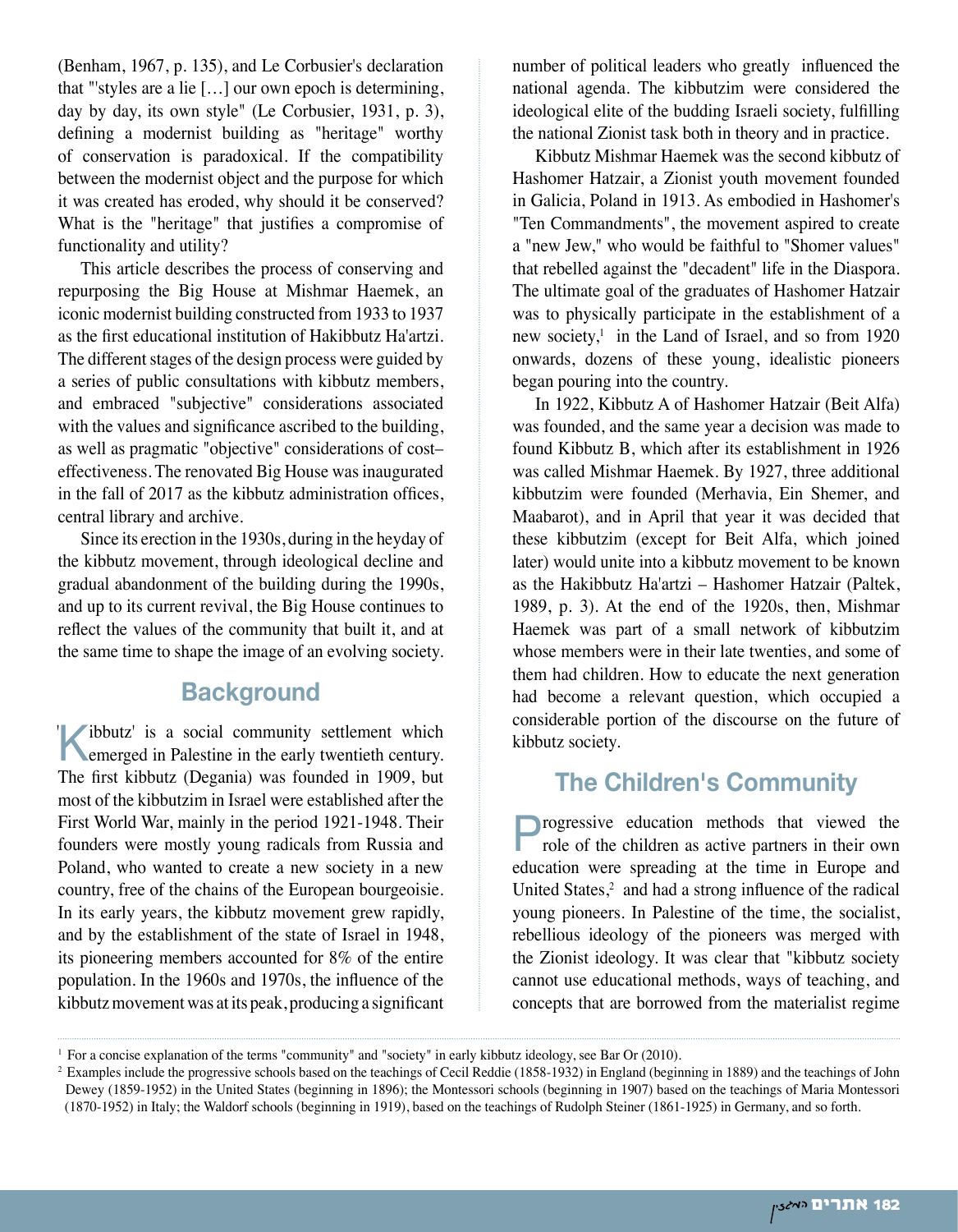(Benham, 1967, p. 135), and Le Corbusier's declaration that "'styles are a lie […] our own epoch is determining, day by day, its own style" (Le Corbusier, 1931, p. 3), defining a modernist building as "heritage" worthy of conservation is paradoxical. If the compatibility between the modernist object and the purpose for which it was created has eroded, why should it be conserved? What is the "heritage" that justifies a compromise of functionality and utility?

This article describes the process of conserving and repurposing the Big House at Mishmar Haemek, an iconic modernist building constructed from 1933 to 1937 as the first educational institution of Hakibbutz Ha'artzi. The different stages of the design process were guided by a series of public consultations with kibbutz members, and embraced "subjective" considerations associated with the values and significance ascribed to the building, as well as pragmatic "objective" considerations of cost–effectiveness. The renovated Big House was inaugurated in the fall of 2017 as the kibbutz administration offices, central library and archive.

Since its erection in the 1930s, during in the heyday of the kibbutz movement, through ideological decline and gradual abandonment of the building during the 1990s, and up to its current revival, the Big House continues to reflect the values of the community that built it, and at the same time to shape the image of an evolving society.

## Background

'Kibbutz' is a social community settlement which emerged in Palestine in the early twentieth century. The first kibbutz (Degania) was founded in 1909, but most of the kibbutzim in Israel were established after the First World War, mainly in the period 1921-1948. Their founders were mostly young radicals from Russia and Poland, who wanted to create a new society in a new country, free of the chains of the European bourgeoisie. In its early years, the kibbutz movement grew rapidly, and by the establishment of the state of Israel in 1948, its pioneering members accounted for 8% of the entire population. In the 1960s and 1970s, the influence of the kibbutz movement was at its peak, producing a significant number of political leaders who greatly influenced the national agenda. The kibbutzim were considered the ideological elite of the budding Israeli society, fulfilling the national Zionist task both in theory and in practice.

Kibbutz Mishmar Haemek was the second kibbutz of Hashomer Hatzair, a Zionist youth movement founded in Galicia, Poland in 1913. As embodied in Hashomer's "Ten Commandments", the movement aspired to create a "new Jew," who would be faithful to "Shomer values" that rebelled against the "decadent" life in the Diaspora. The ultimate goal of the graduates of Hashomer Hatzair was to physically participate in the establishment of a new society,[1] in the Land of Israel, and so from 1920 onwards, dozens of these young, idealistic pioneers began pouring into the country.

In 1922, Kibbutz A of Hashomer Hatzair (Beit Alfa) was founded, and the same year a decision was made to found Kibbutz B, which after its establishment in 1926 was called Mishmar Haemek. By 1927, three additional kibbutzim were founded (Merhavia, Ein Shemer, and Maabarot), and in April that year it was decided that these kibbutzim (except for Beit Alfa, which joined later) would unite into a kibbutz movement to be known as the Hakibbutz Ha'artzi – Hashomer Hatzair (Paltek, 1989, p. 3). At the end of the 1920s, then, Mishmar Haemek was part of a small network of kibbutzim whose members were in their late twenties, and some of them had children. How to educate the next generation had become a relevant question, which occupied a considerable portion of the discourse on the future of kibbutz society.

## The Children's Community

Progressive education methods that viewed the role of the children as active partners in their own education were spreading at the time in Europe and United States,[2] and had a strong influence of the radical young pioneers. In Palestine of the time, the socialist, rebellious ideology of the pioneers was merged with the Zionist ideology. It was clear that "kibbutz society cannot use educational methods, ways of teaching, and concepts that are borrowed from the materialist regime

---

[1] For a concise explanation of the terms "community" and "society" in early kibbutz ideology, see Bar Or (2010).

[2] Examples include the progressive schools based on the teachings of Cecil Reddie (1858-1932) in England (beginning in 1889) and the teachings of John Dewey (1859-1952) in the United States (beginning in 1896); the Montessori schools (beginning in 1907) based on the teachings of Maria Montessori (1870-1952) in Italy; the Waldorf schools (beginning in 1919), based on the teachings of Rudolph Steiner (1861-1925) in Germany, and so forth.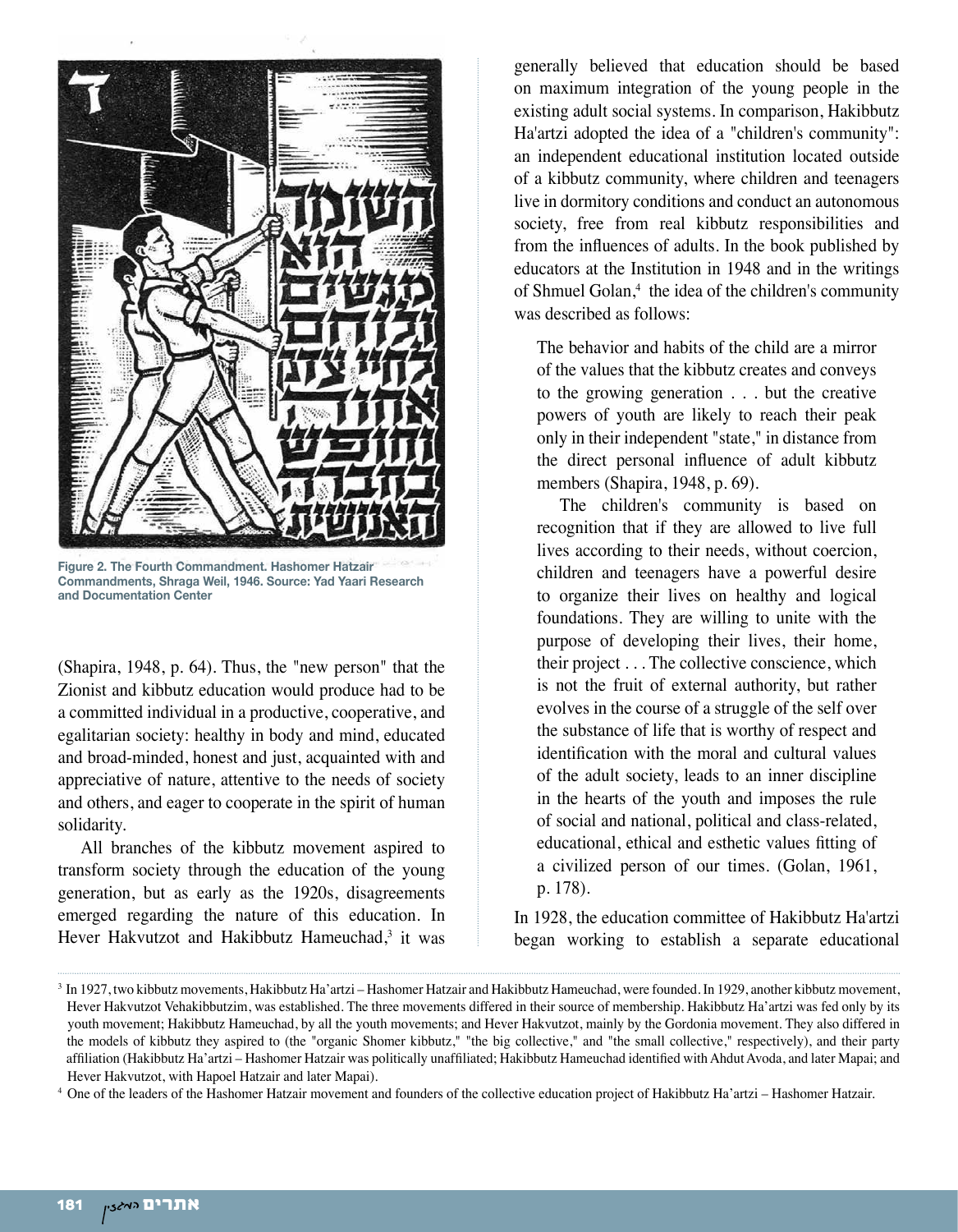Figure 2. The Fourth Commandment. Hashomer Hatzair Commandments, Shraga Weil, 1946. Source: Yad Yaari Research and Documentation Center

(Shapira, 1948, p. 64). Thus, the "new person" that the Zionist and kibbutz education would produce had to be a committed individual in a productive, cooperative, and egalitarian society: healthy in body and mind, educated and broad-minded, honest and just, acquainted with and appreciative of nature, attentive to the needs of society and others, and eager to cooperate in the spirit of human solidarity.

All branches of the kibbutz movement aspired to transform society through the education of the young generation, but as early as the 1920s, disagreements emerged regarding the nature of this education. In Hever Hakvutzot and Hakibbutz Hameuchad,[3] it was generally believed that education should be based on maximum integration of the young people in the existing adult social systems. In comparison, Hakibbutz Ha'artzi adopted the idea of a "children's community": an independent educational institution located outside of a kibbutz community, where children and teenagers live in dormitory conditions and conduct an autonomous society, free from real kibbutz responsibilities and from the influences of adults. In the book published by educators at the Institution in 1948 and in the writings of Shmuel Golan,[4] the idea of the children's community was described as follows:

> The behavior and habits of the child are a mirror of the values that the kibbutz creates and conveys to the growing generation . . . but the creative powers of youth are likely to reach their peak only in their independent "state," in distance from the direct personal influence of adult kibbutz members (Shapira, 1948, p. 69).
>
> The children's community is based on recognition that if they are allowed to live full lives according to their needs, without coercion, children and teenagers have a powerful desire to organize their lives on healthy and logical foundations. They are willing to unite with the purpose of developing their lives, their home, their project . . . The collective conscience, which is not the fruit of external authority, but rather evolves in the course of a struggle of the self over the substance of life that is worthy of respect and identification with the moral and cultural values of the adult society, leads to an inner discipline in the hearts of the youth and imposes the rule of social and national, political and class-related, educational, ethical and esthetic values fitting of a civilized person of our times. (Golan, 1961, p. 178).

In 1928, the education committee of Hakibbutz Ha'artzi began working to establish a separate educational

[3] In 1927, two kibbutz movements, Hakibbutz Ha'artzi – Hashomer Hatzair and Hakibbutz Hameuchad, were founded. In 1929, another kibbutz movement, Hever Hakvutzot Vehakibbutzim, was established. The three movements differed in their source of membership. Hakibbutz Ha'artzi was fed only by its youth movement; Hakibbutz Hameuchad, by all the youth movements; and Hever Hakvutzot, mainly by the Gordonia movement. They also differed in the models of kibbutz they aspired to (the "organic Shomer kibbutz," "the big collective," and "the small collective," respectively), and their party affiliation (Hakibbutz Ha'artzi – Hashomer Hatzair was politically unaffiliated; Hakibbutz Hameuchad identified with Ahdut Avoda, and later Mapai; and Hever Hakvutzot, with Hapoel Hatzair and later Mapai).

[4] One of the leaders of the Hashomer Hatzair movement and founders of the collective education project of Hakibbutz Ha'artzi – Hashomer Hatzair.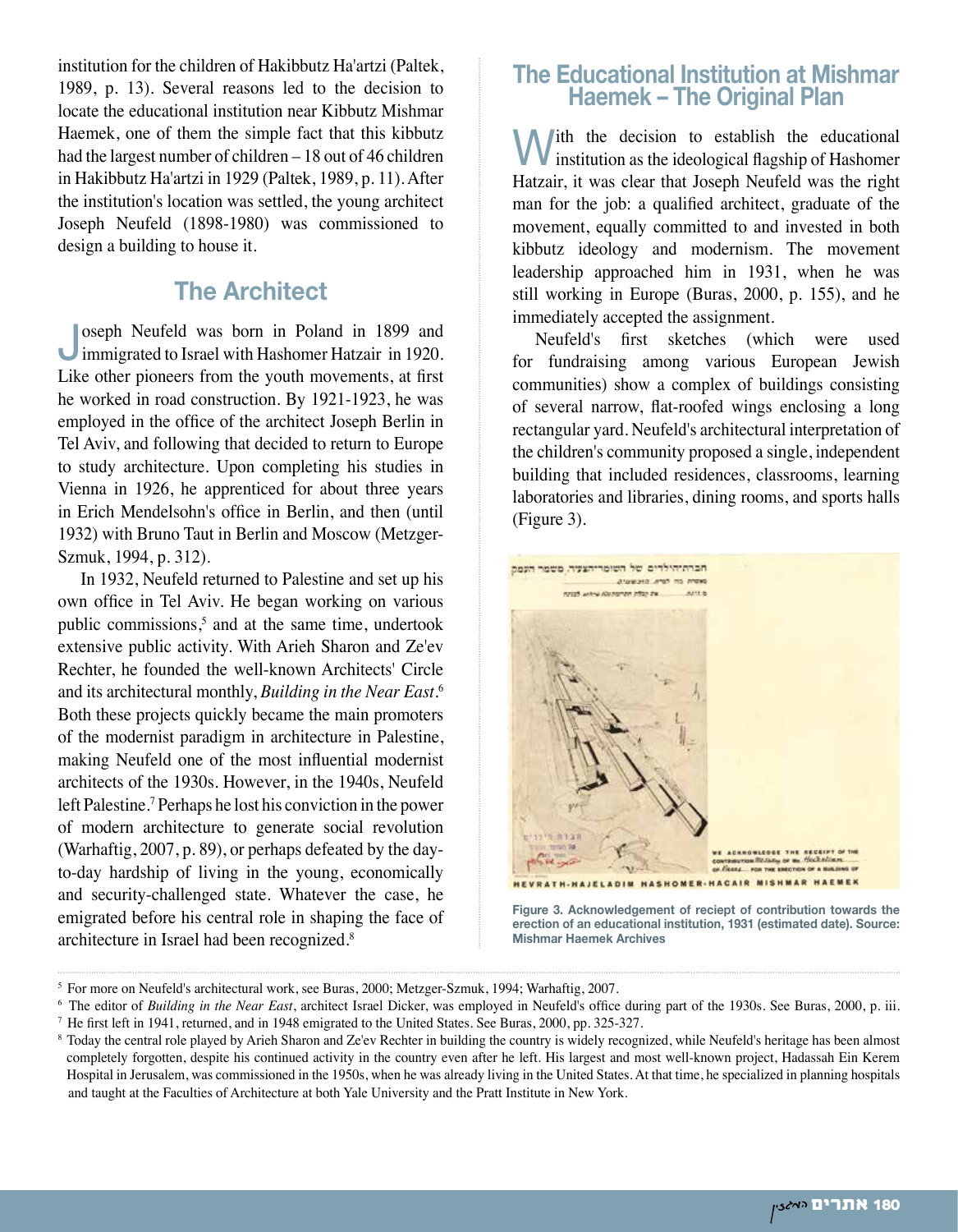institution for the children of Hakibbutz Ha'artzi (Paltek, 1989, p. 13). Several reasons led to the decision to locate the educational institution near Kibbutz Mishmar Haemek, one of them the simple fact that this kibbutz had the largest number of children – 18 out of 46 children in Hakibbutz Ha'artzi in 1929 (Paltek, 1989, p. 11). After the institution's location was settled, the young architect Joseph Neufeld (1898-1980) was commissioned to design a building to house it.

## The Architect

Joseph Neufeld was born in Poland in 1899 and immigrated to Israel with Hashomer Hatzair in 1920. Like other pioneers from the youth movements, at first he worked in road construction. By 1921-1923, he was employed in the office of the architect Joseph Berlin in Tel Aviv, and following that decided to return to Europe to study architecture. Upon completing his studies in Vienna in 1926, he apprenticed for about three years in Erich Mendelsohn's office in Berlin, and then (until 1932) with Bruno Taut in Berlin and Moscow (Metzger-Szmuk, 1994, p. 312).

In 1932, Neufeld returned to Palestine and set up his own office in Tel Aviv. He began working on various public commissions,[5] and at the same time, undertook extensive public activity. With Arieh Sharon and Ze'ev Rechter, he founded the well-known Architects' Circle and its architectural monthly, *Building in the Near East*.[6] Both these projects quickly became the main promoters of the modernist paradigm in architecture in Palestine, making Neufeld one of the most influential modernist architects of the 1930s. However, in the 1940s, Neufeld left Palestine.[7] Perhaps he lost his conviction in the power of modern architecture to generate social revolution (Warhaftig, 2007, p. 89), or perhaps defeated by the day-to-day hardship of living in the young, economically and security-challenged state. Whatever the case, he emigrated before his central role in shaping the face of architecture in Israel had been recognized.[8]

## The Educational Institution at Mishmar Haemek – The Original Plan

With the decision to establish the educational institution as the ideological flagship of Hashomer Hatzair, it was clear that Joseph Neufeld was the right man for the job: a qualified architect, graduate of the movement, equally committed to and invested in both kibbutz ideology and modernism. The movement leadership approached him in 1931, when he was still working in Europe (Buras, 2000, p. 155), and he immediately accepted the assignment.

Neufeld's first sketches (which were used for fundraising among various European Jewish communities) show a complex of buildings consisting of several narrow, flat-roofed wings enclosing a long rectangular yard. Neufeld's architectural interpretation of the children's community proposed a single, independent building that included residences, classrooms, learning laboratories and libraries, dining rooms, and sports halls (Figure 3).

**Figure 3. Acknowledgement of reciept of contribution towards the erection of an educational institution, 1931 (estimated date). Source: Mishmar Haemek Archives**

---

[5] For more on Neufeld's architectural work, see Buras, 2000; Metzger-Szmuk, 1994; Warhaftig, 2007.

[6] The editor of *Building in the Near East*, architect Israel Dicker, was employed in Neufeld's office during part of the 1930s. See Buras, 2000, p. iii.

[7] He first left in 1941, returned, and in 1948 emigrated to the United States. See Buras, 2000, pp. 325-327.

[8] Today the central role played by Arieh Sharon and Ze'ev Rechter in building the country is widely recognized, while Neufeld's heritage has been almost completely forgotten, despite his continued activity in the country even after he left. His largest and most well-known project, Hadassah Ein Kerem Hospital in Jerusalem, was commissioned in the 1950s, when he was already living in the United States. At that time, he specialized in planning hospitals and taught at the Faculties of Architecture at both Yale University and the Pratt Institute in New York.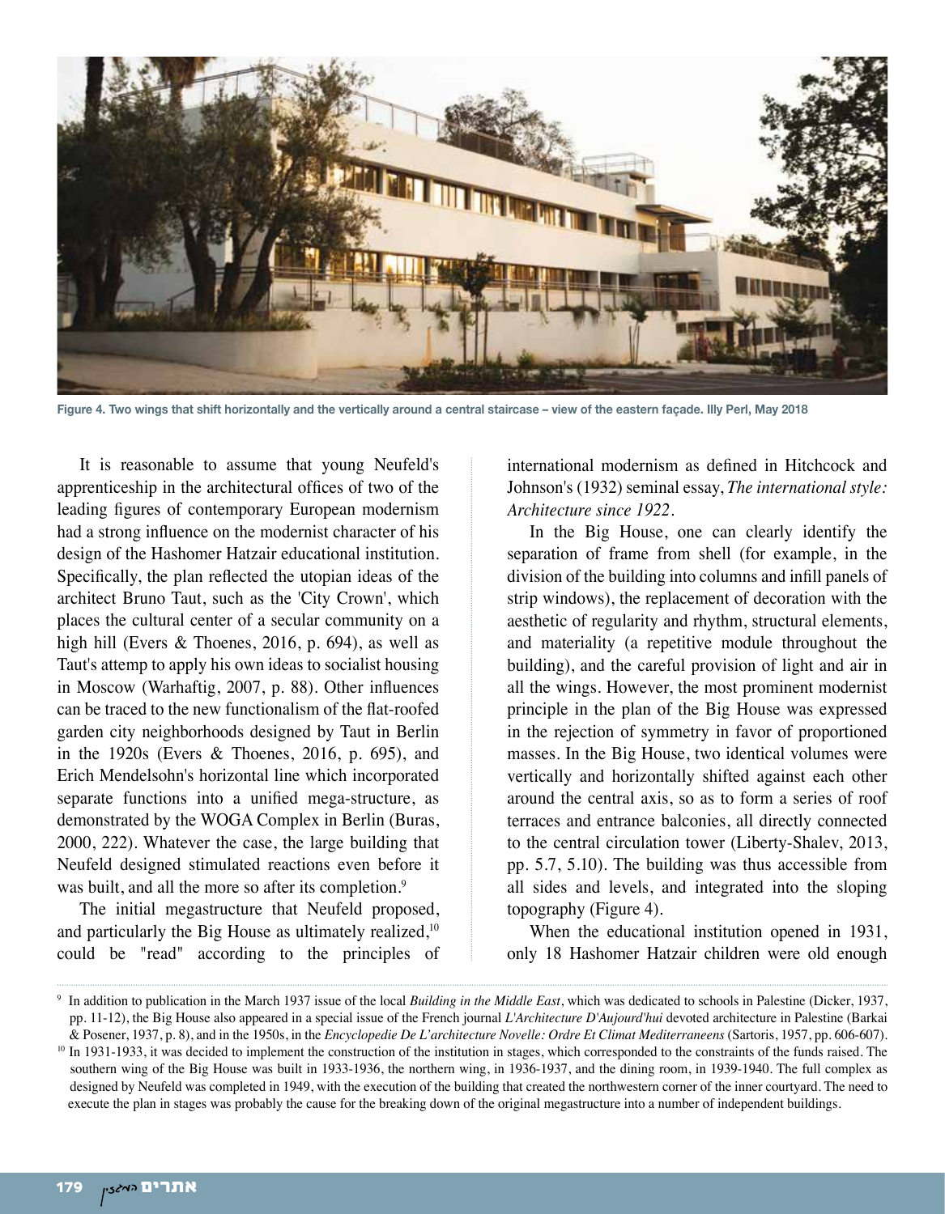Figure 4. Two wings that shift horizontally and the vertically around a central staircase – view of the eastern façade. Illy Perl, May 2018

It is reasonable to assume that young Neufeld's apprenticeship in the architectural offices of two of the leading figures of contemporary European modernism had a strong influence on the modernist character of his design of the Hashomer Hatzair educational institution. Specifically, the plan reflected the utopian ideas of the architect Bruno Taut, such as the 'City Crown', which places the cultural center of a secular community on a high hill (Evers & Thoenes, 2016, p. 694), as well as Taut's attemp to apply his own ideas to socialist housing in Moscow (Warhaftig, 2007, p. 88). Other influences can be traced to the new functionalism of the flat-roofed garden city neighborhoods designed by Taut in Berlin in the 1920s (Evers & Thoenes, 2016, p. 695), and Erich Mendelsohn's horizontal line which incorporated separate functions into a unified mega-structure, as demonstrated by the WOGA Complex in Berlin (Buras, 2000, 222). Whatever the case, the large building that Neufeld designed stimulated reactions even before it was built, and all the more so after its completion.[9]

The initial megastructure that Neufeld proposed, and particularly the Big House as ultimately realized,[10] could be "read" according to the principles of international modernism as defined in Hitchcock and Johnson's (1932) seminal essay, *The international style: Architecture since 1922*.

In the Big House, one can clearly identify the separation of frame from shell (for example, in the division of the building into columns and infill panels of strip windows), the replacement of decoration with the aesthetic of regularity and rhythm, structural elements, and materiality (a repetitive module throughout the building), and the careful provision of light and air in all the wings. However, the most prominent modernist principle in the plan of the Big House was expressed in the rejection of symmetry in favor of proportioned masses. In the Big House, two identical volumes were vertically and horizontally shifted against each other around the central axis, so as to form a series of roof terraces and entrance balconies, all directly connected to the central circulation tower (Liberty-Shalev, 2013, pp. 5.7, 5.10). The building was thus accessible from all sides and levels, and integrated into the sloping topography (Figure 4).

When the educational institution opened in 1931, only 18 Hashomer Hatzair children were old enough

[9] In addition to publication in the March 1937 issue of the local *Building in the Middle East*, which was dedicated to schools in Palestine (Dicker, 1937, pp. 11-12), the Big House also appeared in a special issue of the French journal *L'Architecture D'Aujourd'hui* devoted architecture in Palestine (Barkai & Posener, 1937, p. 8), and in the 1950s, in the *Encyclopedie De L'architecture Novelle: Ordre Et Climat Mediterraneens* (Sartoris, 1957, pp. 606-607).

[10] In 1931-1933, it was decided to implement the construction of the institution in stages, which corresponded to the constraints of the funds raised. The southern wing of the Big House was built in 1933-1936, the northern wing, in 1936-1937, and the dining room, in 1939-1940. The full complex as designed by Neufeld was completed in 1949, with the execution of the building that created the northwestern corner of the inner courtyard. The need to execute the plan in stages was probably the cause for the breaking down of the original megastructure into a number of independent buildings.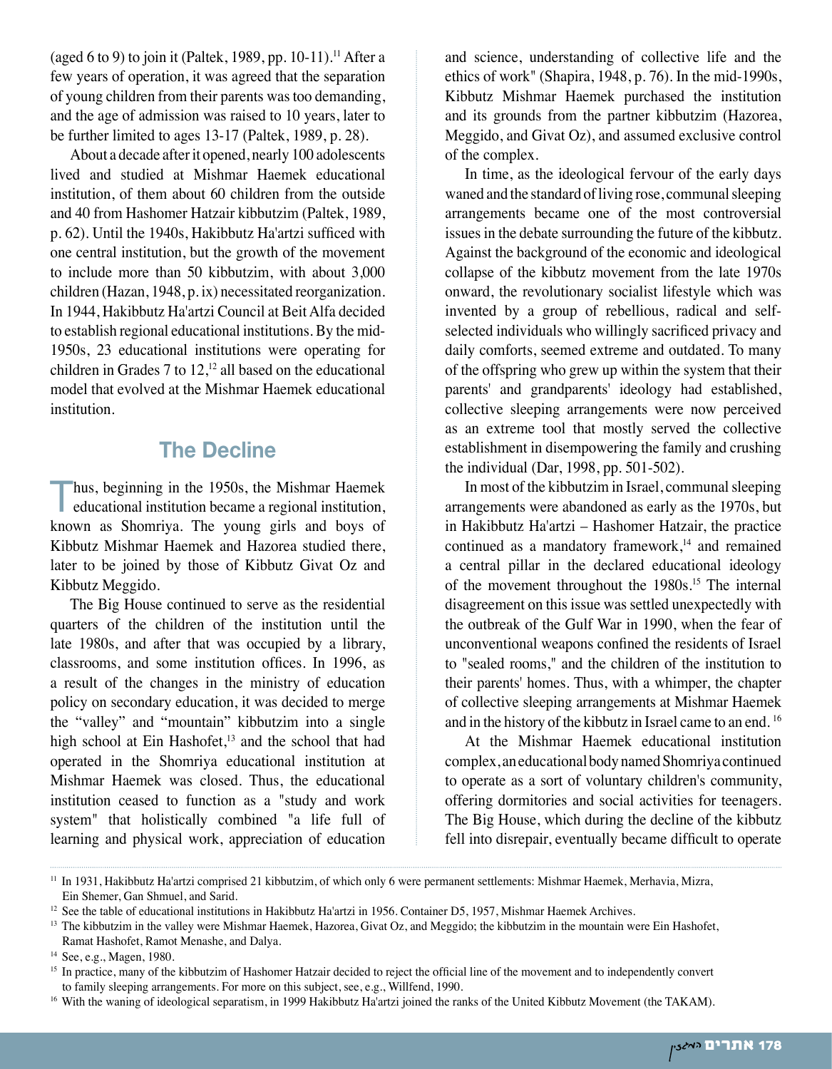(aged 6 to 9) to join it (Paltek, 1989, pp. 10-11).[11] After a few years of operation, it was agreed that the separation of young children from their parents was too demanding, and the age of admission was raised to 10 years, later to be further limited to ages 13-17 (Paltek, 1989, p. 28).

About a decade after it opened, nearly 100 adolescents lived and studied at Mishmar Haemek educational institution, of them about 60 children from the outside and 40 from Hashomer Hatzair kibbutzim (Paltek, 1989, p. 62). Until the 1940s, Hakibbutz Ha'artzi sufficed with one central institution, but the growth of the movement to include more than 50 kibbutzim, with about 3,000 children (Hazan, 1948, p. ix) necessitated reorganization. In 1944, Hakibbutz Ha'artzi Council at Beit Alfa decided to establish regional educational institutions. By the mid-1950s, 23 educational institutions were operating for children in Grades 7 to 12,[12] all based on the educational model that evolved at the Mishmar Haemek educational institution.

## The Decline

Thus, beginning in the 1950s, the Mishmar Haemek educational institution became a regional institution, known as Shomriya. The young girls and boys of Kibbutz Mishmar Haemek and Hazorea studied there, later to be joined by those of Kibbutz Givat Oz and Kibbutz Meggido.

The Big House continued to serve as the residential quarters of the children of the institution until the late 1980s, and after that was occupied by a library, classrooms, and some institution offices. In 1996, as a result of the changes in the ministry of education policy on secondary education, it was decided to merge the "valley" and "mountain" kibbutzim into a single high school at Ein Hashofet,[13] and the school that had operated in the Shomriya educational institution at Mishmar Haemek was closed. Thus, the educational institution ceased to function as a "study and work system" that holistically combined "a life full of learning and physical work, appreciation of education and science, understanding of collective life and the ethics of work" (Shapira, 1948, p. 76). In the mid-1990s, Kibbutz Mishmar Haemek purchased the institution and its grounds from the partner kibbutzim (Hazorea, Meggido, and Givat Oz), and assumed exclusive control of the complex.

In time, as the ideological fervour of the early days waned and the standard of living rose, communal sleeping arrangements became one of the most controversial issues in the debate surrounding the future of the kibbutz. Against the background of the economic and ideological collapse of the kibbutz movement from the late 1970s onward, the revolutionary socialist lifestyle which was invented by a group of rebellious, radical and self-selected individuals who willingly sacrificed privacy and daily comforts, seemed extreme and outdated. To many of the offspring who grew up within the system that their parents' and grandparents' ideology had established, collective sleeping arrangements were now perceived as an extreme tool that mostly served the collective establishment in disempowering the family and crushing the individual (Dar, 1998, pp. 501-502).

In most of the kibbutzim in Israel, communal sleeping arrangements were abandoned as early as the 1970s, but in Hakibbutz Ha'artzi – Hashomer Hatzair, the practice continued as a mandatory framework,[14] and remained a central pillar in the declared educational ideology of the movement throughout the 1980s.[15] The internal disagreement on this issue was settled unexpectedly with the outbreak of the Gulf War in 1990, when the fear of unconventional weapons confined the residents of Israel to "sealed rooms," and the children of the institution to their parents' homes. Thus, with a whimper, the chapter of collective sleeping arrangements at Mishmar Haemek and in the history of the kibbutz in Israel came to an end.[16]

At the Mishmar Haemek educational institution complex, an educational body named Shomriya continued to operate as a sort of voluntary children's community, offering dormitories and social activities for teenagers. The Big House, which during the decline of the kibbutz fell into disrepair, eventually became difficult to operate

---

[11] In 1931, Hakibbutz Ha'artzi comprised 21 kibbutzim, of which only 6 were permanent settlements: Mishmar Haemek, Merhavia, Mizra, Ein Shemer, Gan Shmuel, and Sarid.

[12] See the table of educational institutions in Hakibbutz Ha'artzi in 1956. Container D5, 1957, Mishmar Haemek Archives.

[13] The kibbutzim in the valley were Mishmar Haemek, Hazorea, Givat Oz, and Meggido; the kibbutzim in the mountain were Ein Hashofet, Ramat Hashofet, Ramot Menashe, and Dalya.

[14] See, e.g., Magen, 1980.

[15] In practice, many of the kibbutzim of Hashomer Hatzair decided to reject the official line of the movement and to independently convert to family sleeping arrangements. For more on this subject, see, e.g., Willfend, 1990.

[16] With the waning of ideological separatism, in 1999 Hakibbutz Ha'artzi joined the ranks of the United Kibbutz Movement (the TAKAM).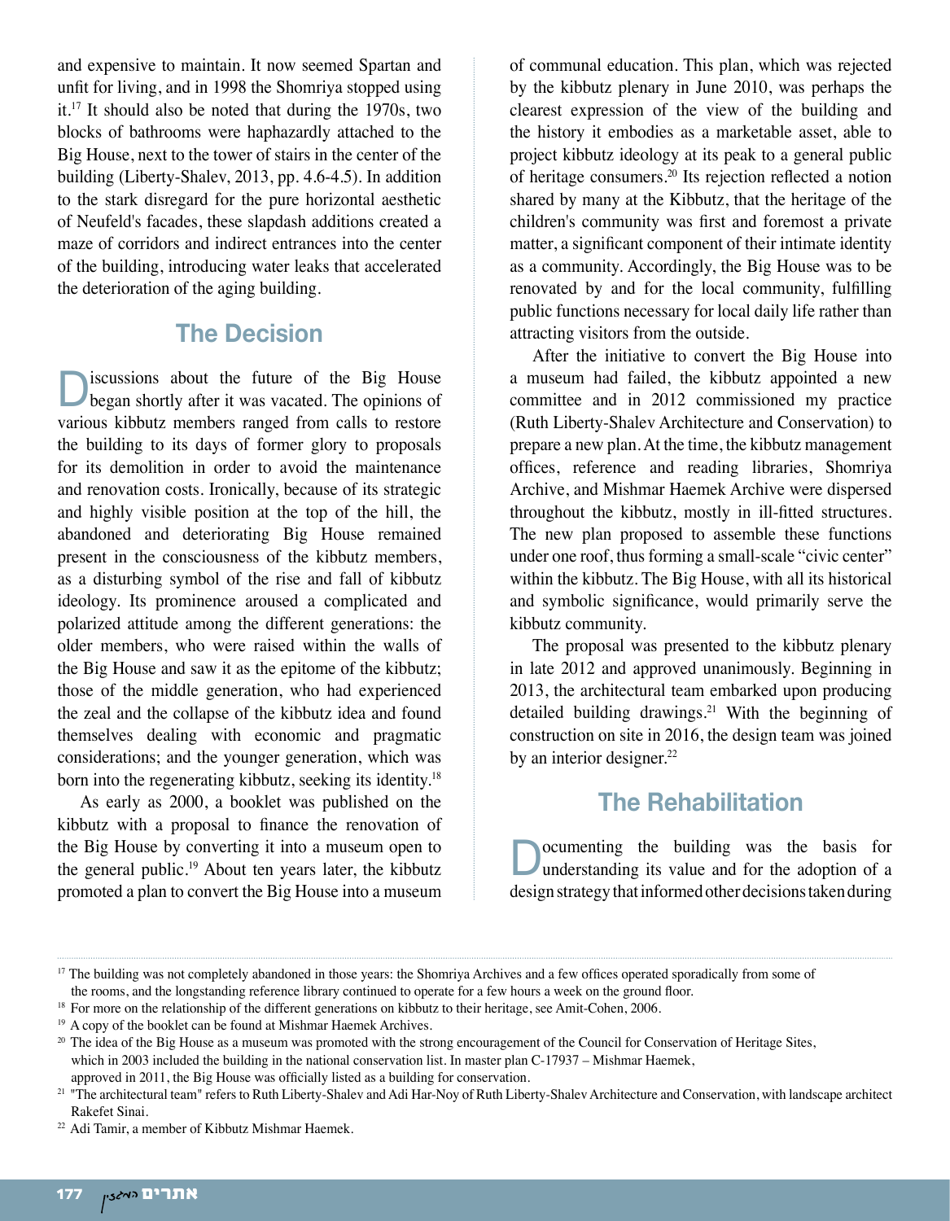and expensive to maintain. It now seemed Spartan and unfit for living, and in 1998 the Shomriya stopped using it.[17] It should also be noted that during the 1970s, two blocks of bathrooms were haphazardly attached to the Big House, next to the tower of stairs in the center of the building (Liberty-Shalev, 2013, pp. 4.6-4.5). In addition to the stark disregard for the pure horizontal aesthetic of Neufeld's facades, these slapdash additions created a maze of corridors and indirect entrances into the center of the building, introducing water leaks that accelerated the deterioration of the aging building.

## The Decision

Discussions about the future of the Big House began shortly after it was vacated. The opinions of various kibbutz members ranged from calls to restore the building to its days of former glory to proposals for its demolition in order to avoid the maintenance and renovation costs. Ironically, because of its strategic and highly visible position at the top of the hill, the abandoned and deteriorating Big House remained present in the consciousness of the kibbutz members, as a disturbing symbol of the rise and fall of kibbutz ideology. Its prominence aroused a complicated and polarized attitude among the different generations: the older members, who were raised within the walls of the Big House and saw it as the epitome of the kibbutz; those of the middle generation, who had experienced the zeal and the collapse of the kibbutz idea and found themselves dealing with economic and pragmatic considerations; and the younger generation, which was born into the regenerating kibbutz, seeking its identity.[18]

As early as 2000, a booklet was published on the kibbutz with a proposal to finance the renovation of the Big House by converting it into a museum open to the general public.[19] About ten years later, the kibbutz promoted a plan to convert the Big House into a museum of communal education. This plan, which was rejected by the kibbutz plenary in June 2010, was perhaps the clearest expression of the view of the building and the history it embodies as a marketable asset, able to project kibbutz ideology at its peak to a general public of heritage consumers.[20] Its rejection reflected a notion shared by many at the Kibbutz, that the heritage of the children's community was first and foremost a private matter, a significant component of their intimate identity as a community. Accordingly, the Big House was to be renovated by and for the local community, fulfilling public functions necessary for local daily life rather than attracting visitors from the outside.

After the initiative to convert the Big House into a museum had failed, the kibbutz appointed a new committee and in 2012 commissioned my practice (Ruth Liberty-Shalev Architecture and Conservation) to prepare a new plan. At the time, the kibbutz management offices, reference and reading libraries, Shomriya Archive, and Mishmar Haemek Archive were dispersed throughout the kibbutz, mostly in ill-fitted structures. The new plan proposed to assemble these functions under one roof, thus forming a small-scale "civic center" within the kibbutz. The Big House, with all its historical and symbolic significance, would primarily serve the kibbutz community.

The proposal was presented to the kibbutz plenary in late 2012 and approved unanimously. Beginning in 2013, the architectural team embarked upon producing detailed building drawings.[21] With the beginning of construction on site in 2016, the design team was joined by an interior designer.[22]

## The Rehabilitation

Documenting the building was the basis for understanding its value and for the adoption of a design strategy that informed other decisions taken during

---

[17] The building was not completely abandoned in those years: the Shomriya Archives and a few offices operated sporadically from some of the rooms, and the longstanding reference library continued to operate for a few hours a week on the ground floor.

[18] For more on the relationship of the different generations on kibbutz to their heritage, see Amit-Cohen, 2006.

[19] A copy of the booklet can be found at Mishmar Haemek Archives.

[20] The idea of the Big House as a museum was promoted with the strong encouragement of the Council for Conservation of Heritage Sites, which in 2003 included the building in the national conservation list. In master plan C-17937 – Mishmar Haemek, approved in 2011, the Big House was officially listed as a building for conservation.

[21] "The architectural team" refers to Ruth Liberty-Shalev and Adi Har-Noy of Ruth Liberty-Shalev Architecture and Conservation, with landscape architect Rakefet Sinai.

[22] Adi Tamir, a member of Kibbutz Mishmar Haemek.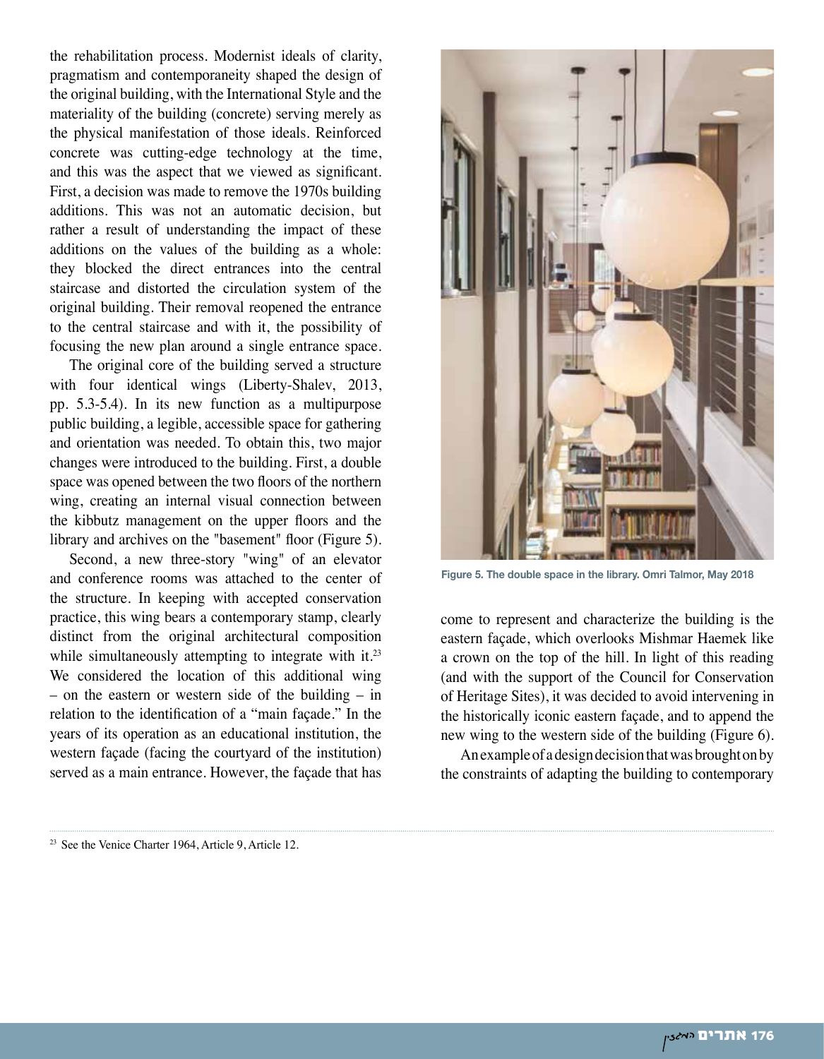the rehabilitation process. Modernist ideals of clarity, pragmatism and contemporaneity shaped the design of the original building, with the International Style and the materiality of the building (concrete) serving merely as the physical manifestation of those ideals. Reinforced concrete was cutting-edge technology at the time, and this was the aspect that we viewed as significant. First, a decision was made to remove the 1970s building additions. This was not an automatic decision, but rather a result of understanding the impact of these additions on the values of the building as a whole: they blocked the direct entrances into the central staircase and distorted the circulation system of the original building. Their removal reopened the entrance to the central staircase and with it, the possibility of focusing the new plan around a single entrance space.

The original core of the building served a structure with four identical wings (Liberty-Shalev, 2013, pp. 5.3-5.4). In its new function as a multipurpose public building, a legible, accessible space for gathering and orientation was needed. To obtain this, two major changes were introduced to the building. First, a double space was opened between the two floors of the northern wing, creating an internal visual connection between the kibbutz management on the upper floors and the library and archives on the "basement" floor (Figure 5).

Second, a new three-story "wing" of an elevator and conference rooms was attached to the center of the structure. In keeping with accepted conservation practice, this wing bears a contemporary stamp, clearly distinct from the original architectural composition while simultaneously attempting to integrate with it.[23] We considered the location of this additional wing – on the eastern or western side of the building – in relation to the identification of a "main façade." In the years of its operation as an educational institution, the western façade (facing the courtyard of the institution) served as a main entrance. However, the façade that has come to represent and characterize the building is the eastern façade, which overlooks Mishmar Haemek like a crown on the top of the hill. In light of this reading (and with the support of the Council for Conservation of Heritage Sites), it was decided to avoid intervening in the historically iconic eastern façade, and to append the new wing to the western side of the building (Figure 6).

**Figure 5. The double space in the library. Omri Talmor, May 2018**

An example of a design decision that was brought on by the constraints of adapting the building to contemporary

[23] See the Venice Charter 1964, Article 9, Article 12.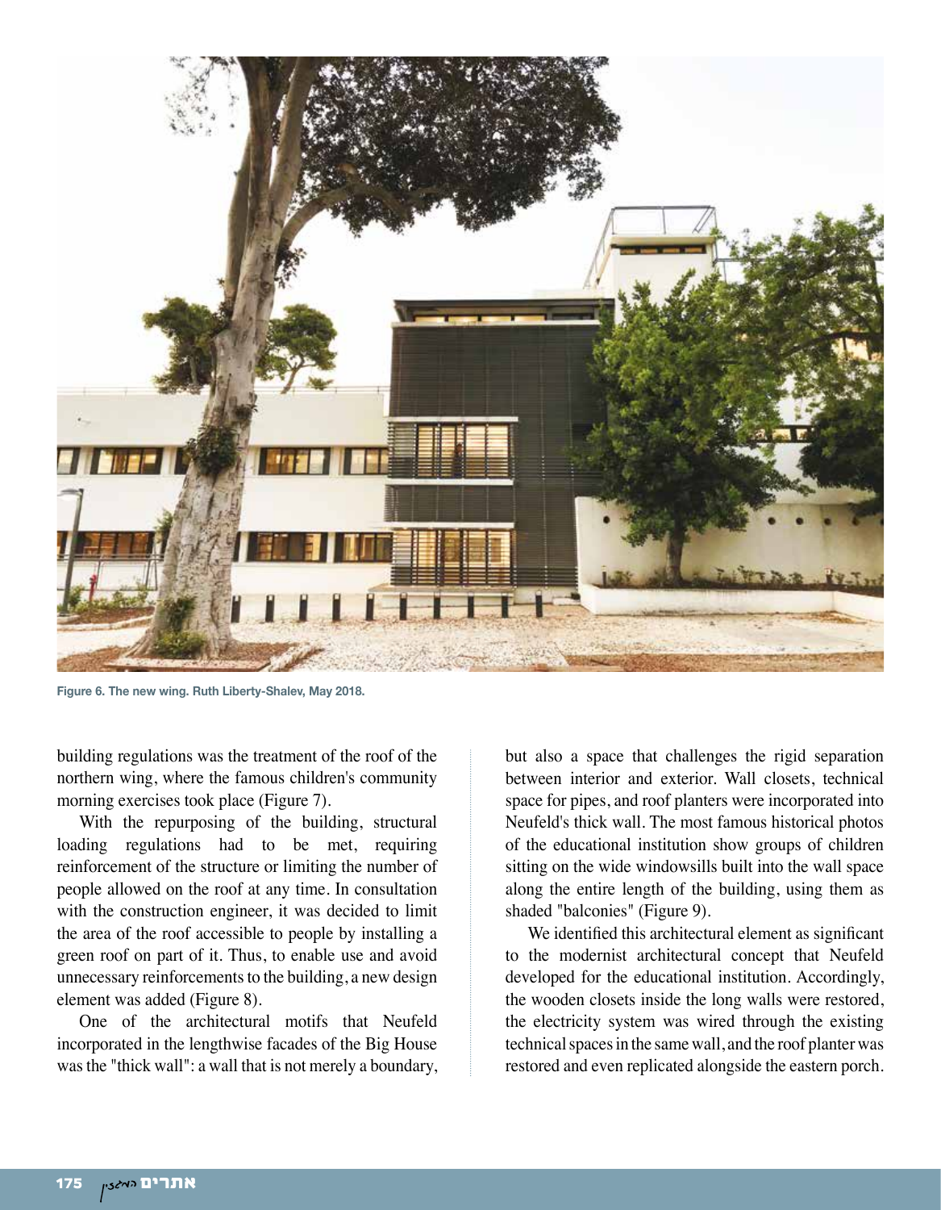Figure 6. The new wing. Ruth Liberty-Shalev, May 2018.

building regulations was the treatment of the roof of the northern wing, where the famous children's community morning exercises took place (Figure 7).

With the repurposing of the building, structural loading regulations had to be met, requiring reinforcement of the structure or limiting the number of people allowed on the roof at any time. In consultation with the construction engineer, it was decided to limit the area of the roof accessible to people by installing a green roof on part of it. Thus, to enable use and avoid unnecessary reinforcements to the building, a new design element was added (Figure 8).

One of the architectural motifs that Neufeld incorporated in the lengthwise facades of the Big House was the "thick wall": a wall that is not merely a boundary, but also a space that challenges the rigid separation between interior and exterior. Wall closets, technical space for pipes, and roof planters were incorporated into Neufeld's thick wall. The most famous historical photos of the educational institution show groups of children sitting on the wide windowsills built into the wall space along the entire length of the building, using them as shaded "balconies" (Figure 9).

We identified this architectural element as significant to the modernist architectural concept that Neufeld developed for the educational institution. Accordingly, the wooden closets inside the long walls were restored, the electricity system was wired through the existing technical spaces in the same wall, and the roof planter was restored and even replicated alongside the eastern porch.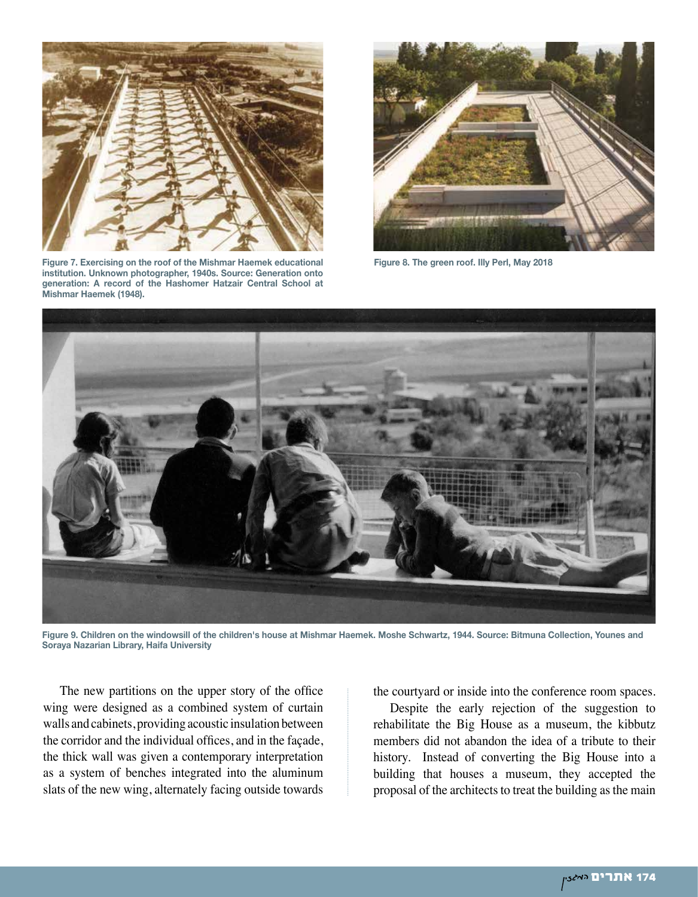Figure 7. Exercising on the roof of the Mishmar Haemek educational institution. Unknown photographer, 1940s. Source: Generation onto generation: A record of the Hashomer Hatzair Central School at Mishmar Haemek (1948).

Figure 8. The green roof. Illy Perl, May 2018

Figure 9. Children on the windowsill of the children's house at Mishmar Haemek. Moshe Schwartz, 1944. Source: Bitmuna Collection, Younes and Soraya Nazarian Library, Haifa University

The new partitions on the upper story of the office wing were designed as a combined system of curtain walls and cabinets, providing acoustic insulation between the corridor and the individual offices, and in the façade, the thick wall was given a contemporary interpretation as a system of benches integrated into the aluminum slats of the new wing, alternately facing outside towards the courtyard or inside into the conference room spaces.

Despite the early rejection of the suggestion to rehabilitate the Big House as a museum, the kibbutz members did not abandon the idea of a tribute to their history. Instead of converting the Big House into a building that houses a museum, they accepted the proposal of the architects to treat the building as the main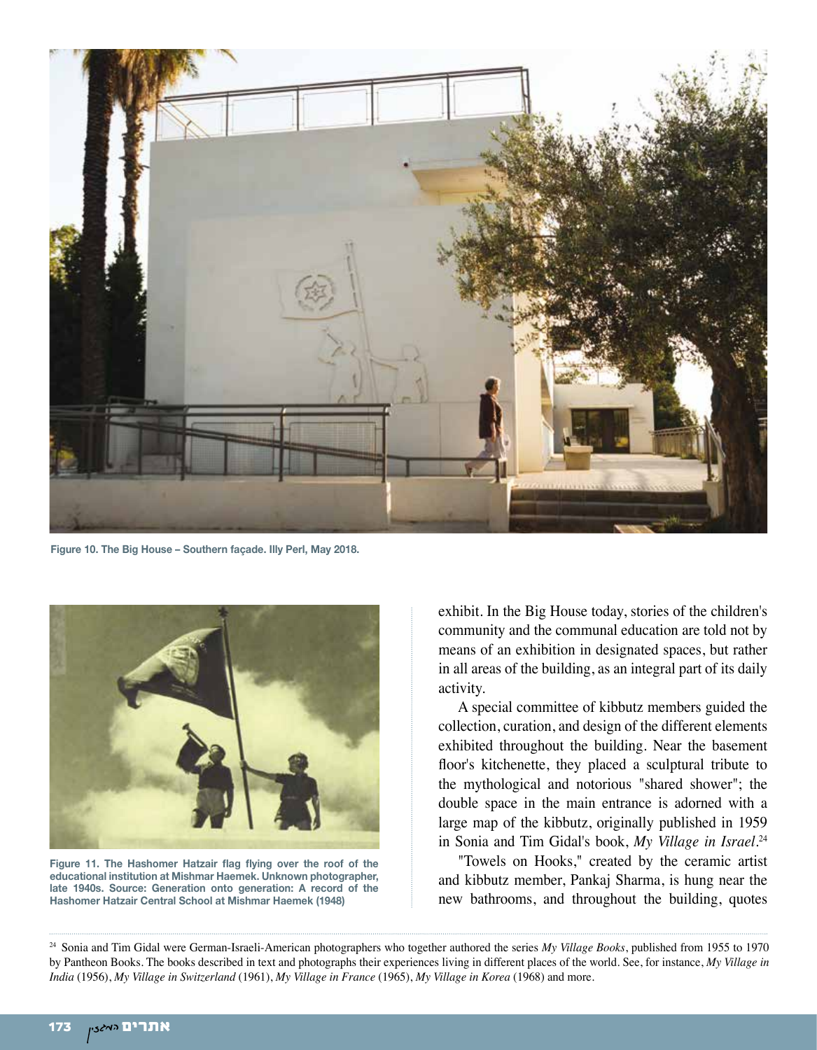Figure 10. The Big House – Southern façade. Illy Perl, May 2018.

Figure 11. The Hashomer Hatzair flag flying over the roof of the educational institution at Mishmar Haemek. Unknown photographer, late 1940s. Source: Generation onto generation: A record of the Hashomer Hatzair Central School at Mishmar Haemek (1948)

exhibit. In the Big House today, stories of the children's community and the communal education are told not by means of an exhibition in designated spaces, but rather in all areas of the building, as an integral part of its daily activity.

A special committee of kibbutz members guided the collection, curation, and design of the different elements exhibited throughout the building. Near the basement floor's kitchenette, they placed a sculptural tribute to the mythological and notorious "shared shower"; the double space in the main entrance is adorned with a large map of the kibbutz, originally published in 1959 in Sonia and Tim Gidal's book, *My Village in Israel*.[24]

"Towels on Hooks," created by the ceramic artist and kibbutz member, Pankaj Sharma, is hung near the new bathrooms, and throughout the building, quotes

[24] Sonia and Tim Gidal were German-Israeli-American photographers who together authored the series *My Village Books*, published from 1955 to 1970 by Pantheon Books. The books described in text and photographs their experiences living in different places of the world. See, for instance, *My Village in India* (1956), *My Village in Switzerland* (1961), *My Village in France* (1965), *My Village in Korea* (1968) and more.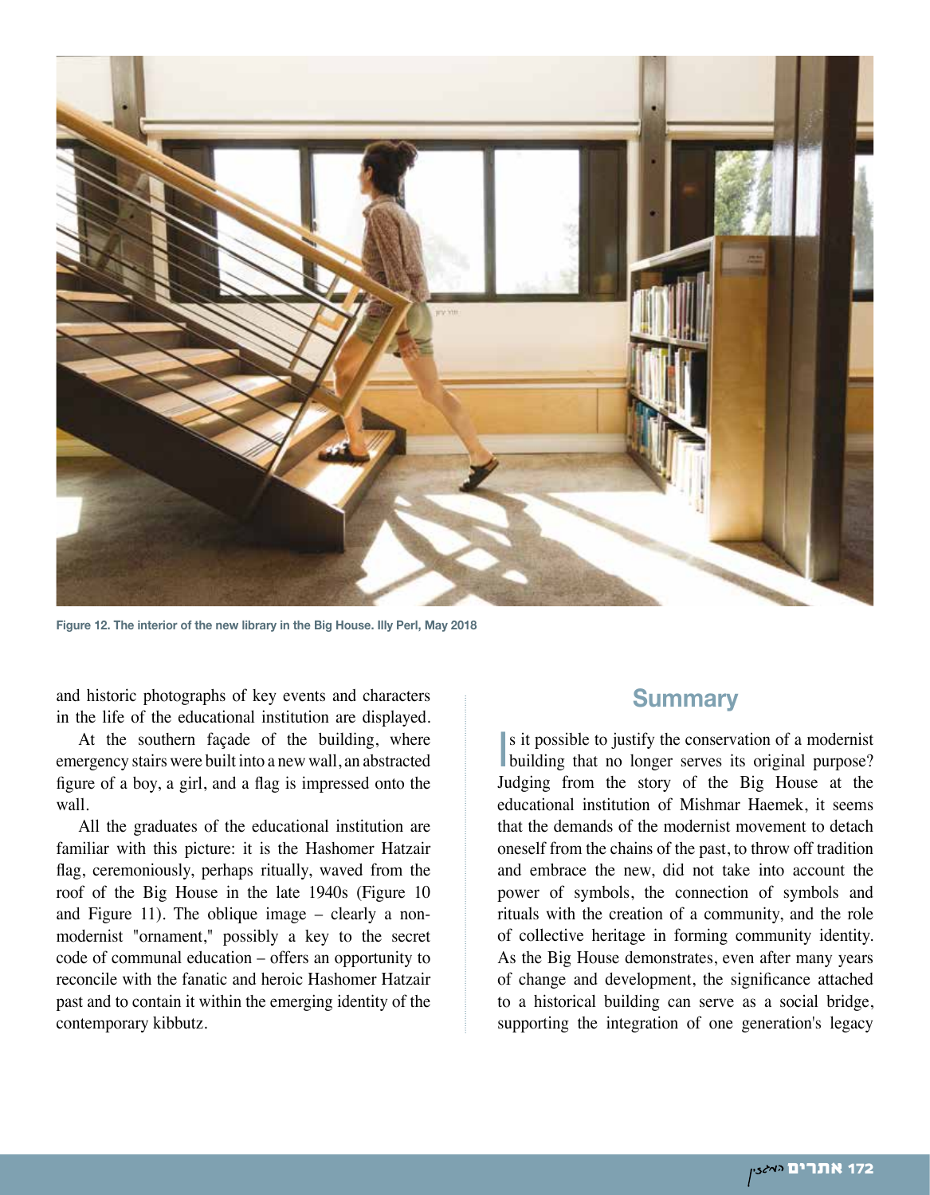Figure 12. The interior of the new library in the Big House. Illy Perl, May 2018

and historic photographs of key events and characters in the life of the educational institution are displayed.

At the southern façade of the building, where emergency stairs were built into a new wall, an abstracted figure of a boy, a girl, and a flag is impressed onto the wall.

All the graduates of the educational institution are familiar with this picture: it is the Hashomer Hatzair flag, ceremoniously, perhaps ritually, waved from the roof of the Big House in the late 1940s (Figure 10 and Figure 11). The oblique image – clearly a non-modernist "ornament," possibly a key to the secret code of communal education – offers an opportunity to reconcile with the fanatic and heroic Hashomer Hatzair past and to contain it within the emerging identity of the contemporary kibbutz.

## Summary

Is it possible to justify the conservation of a modernist building that no longer serves its original purpose? Judging from the story of the Big House at the educational institution of Mishmar Haemek, it seems that the demands of the modernist movement to detach oneself from the chains of the past, to throw off tradition and embrace the new, did not take into account the power of symbols, the connection of symbols and rituals with the creation of a community, and the role of collective heritage in forming community identity. As the Big House demonstrates, even after many years of change and development, the significance attached to a historical building can serve as a social bridge, supporting the integration of one generation's legacy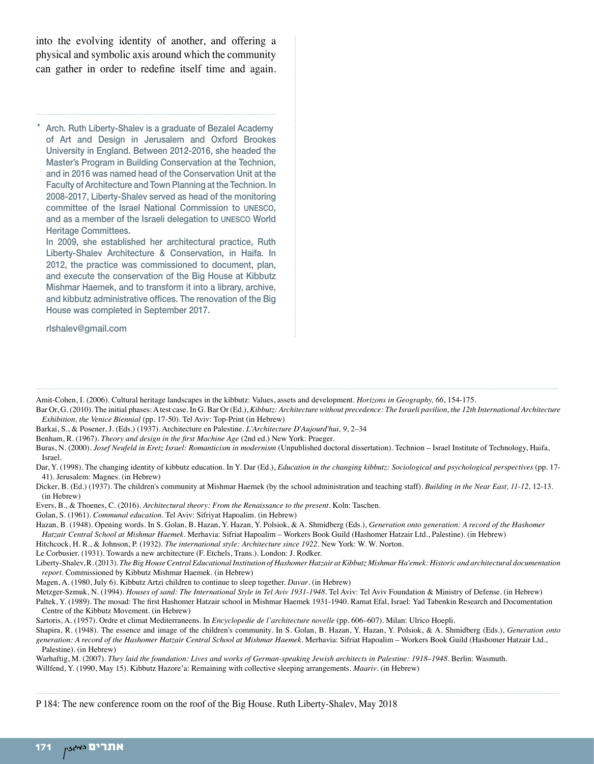into the evolving identity of another, and offering a physical and symbolic axis around which the community can gather in order to redefine itself time and again.

* Arch. Ruth Liberty-Shalev is a graduate of Bezalel Academy of Art and Design in Jerusalem and Oxford Brookes University in England. Between 2012-2016, she headed the Master's Program in Building Conservation at the Technion, and in 2016 was named head of the Conservation Unit at the Faculty of Architecture and Town Planning at the Technion. In 2008-2017, Liberty-Shalev served as head of the monitoring committee of the Israel National Commission to UNESCO, and as a member of the Israeli delegation to UNESCO World Heritage Committees.
In 2009, she established her architectural practice, Ruth Liberty-Shalev Architecture & Conservation, in Haifa. In 2012, the practice was commissioned to document, plan, and execute the conservation of the Big House at Kibbutz Mishmar Haemek, and to transform it into a library, archive, and kibbutz administrative offices. The renovation of the Big House was completed in September 2017.

rlshalev@gmail.com

Amit-Cohen, I. (2006). Cultural heritage landscapes in the kibbutz: Values, assets and development. *Horizons in Geography, 66*, 154-175.

Bar Or, G. (2010). The initial phases: A test case. In G. Bar Or (Ed.), *Kibbutz: Architecture without precedence: The Israeli pavilion, the 12th International Architecture Exhibition, the Venice Biennial* (pp. 17-50). Tel Aviv: Top-Print (in Hebrew)

Barkai, S., & Posener, J. (Eds.) (1937). Architecture en Palestine. *L'Architecture D'Aujourd'hui, 9*, 2–34

Benham, R. (1967). *Theory and design in the first Machine Age* (2nd ed.) New York: Praeger.

Buras, N. (2000). *Josef Neufeld in Eretz Israel: Romanticism in modernism* (Unpublished doctoral dissertation). Technion – Israel Institute of Technology, Haifa, Israel.

Dar, Y. (1998). The changing identity of kibbutz education. In Y. Dar (Ed.), *Education in the changing kibbutz: Sociological and psychological perspectives* (pp. 17-41). Jerusalem: Magnes. (in Hebrew)

Dicker, B. (Ed.) (1937). The children's community at Mishmar Haemek (by the school administration and teaching staff). *Building in the Near East, 11-12,* 12-13. (in Hebrew)

Evers, B., & Thoenes, C. (2016). *Architectural theory: From the Renaissance to the present*. Koln: Taschen.

Golan, S. (1961). *Communal education*. Tel Aviv: Sifriyat Hapoalim. (in Hebrew)

Hazan, B. (1948). Opening words. In S. Golan, B. Hazan, Y. Hazan, Y. Polsiok, & A. Shmidberg (Eds.), *Generation onto generation: A record of the Hashomer Hatzair Central School at Mishmar Haemek*. Merhavia: Sifriat Hapoalim – Workers Book Guild (Hashomer Hatzair Ltd., Palestine). (in Hebrew)

Hitchcock, H. R., & Johnson, P. (1932). *The international style: Architecture since 1922*. New York: W. W. Norton.

Le Corbusier. (1931). Towards a new architecture (F. Etchels, Trans.). London: J. Rodker.

Liberty-Shalev, R. (2013). *The Big House Central Educational Institution of Hashomer Hatzair at Kibbutz Mishmar Ha'emek: Historic and architectural documentation report*. Commissioned by Kibbutz Mishmar Haemek. (in Hebrew)

Magen, A. (1980, July 6). Kibbutz Artzi children to continue to sleep together. *Davar*. (in Hebrew)

Metzger-Szmuk, N. (1994). *Houses of sand: The International Style in Tel Aviv 1931-1948*. Tel Aviv: Tel Aviv Foundation & Ministry of Defense. (in Hebrew)

Paltek, Y. (1989). The mosad: The first Hashomer Hatzair school in Mishmar Haemek 1931-1940. Ramat Efal, Israel: Yad Tabenkin Research and Documentation Centre of the Kibbutz Movement. (in Hebrew)

Sartoris, A. (1957). Ordre et climat Mediterraneens. In *Encyclopedie de l'architecture novelle* (pp. 606–607). Milan: Ulrico Hoepli.

Shapira, R. (1948). The essence and image of the children's community. In S. Golan, B. Hazan, Y. Hazan, Y. Polsiok, & A. Shmidberg (Eds.), *Generation onto generation: A record of the Hashomer Hatzair Central School at Mishmar Haemek*. Merhavia: Sifriat Hapoalim – Workers Book Guild (Hashomer Hatzair Ltd., Palestine). (in Hebrew)

Warhaftig, M. (2007). *They laid the foundation: Lives and works of German-speaking Jewish architects in Palestine: 1918–1948*. Berlin: Wasmuth.

Willfend, Y. (1990, May 15). Kibbutz Hazore'a: Remaining with collective sleeping arrangements. *Maariv*. (in Hebrew)

P 184: The new conference room on the roof of the Big House. Ruth Liberty-Shalev, May 2018